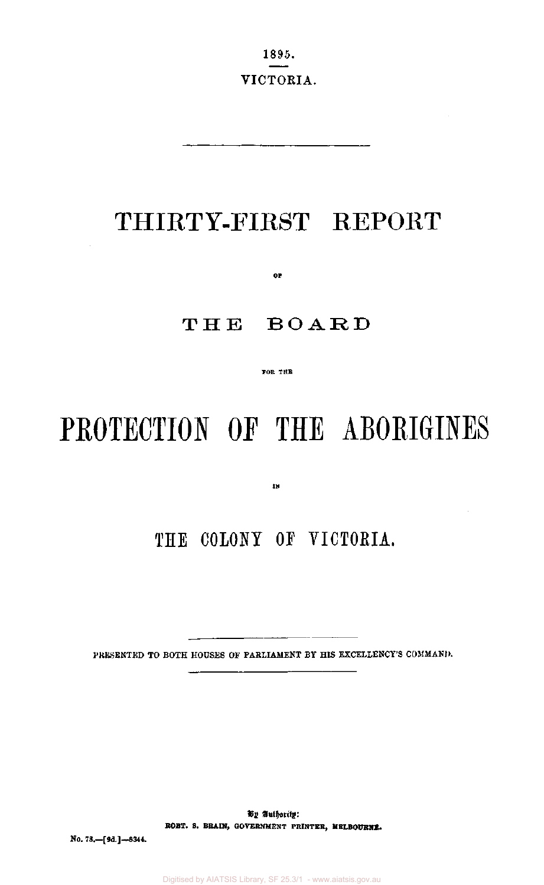1895.

VICTORIA.

# THIRTY-FIRST REPORT

OF

# THE BOARD

FOR THE

# PROTECTION OF THE ABORIGINES

IN

# THE COLONY OF VICTORIA.

PRESENTED TO BOTH HOUSES OF PARLIAMENT BY HIS EXCELLENCY'S COMMAND.

By Authority:
ROBT. S. BRAIN, GOVERNMENT PRINTER, MELBOURNE.

No. 73.—[9d.]—8344.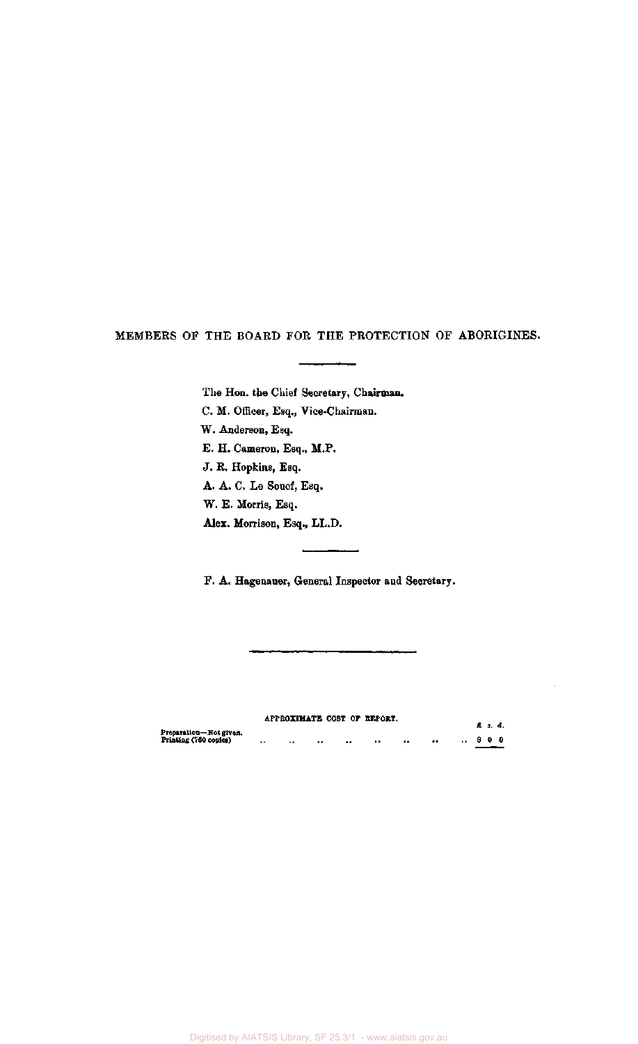## MEMBERS OF THE BOARD FOR THE PROTECTION OF ABORIGINES.

The Hon. the Chief Secretary, **Chairman.**

C. M. Officer, Esq., Vice-Chairman.

W. Anderson, Esq.

E. H. Cameron, Esq., M.P.

J. R. Hopkins, Esq.

A. A. C. Le Souef, Esq.

W. E. Morris, Esq.

Alex. Morrison, Esq., LL.D.

F. A. Hagenauer, General Inspector and Secretary.

---

APPROXIMATE COST OF REPORT.

| | £ s. d. |
|---|---|
| Preparation—Not given. | |
| Printing (750 copies) | 8 0 0 |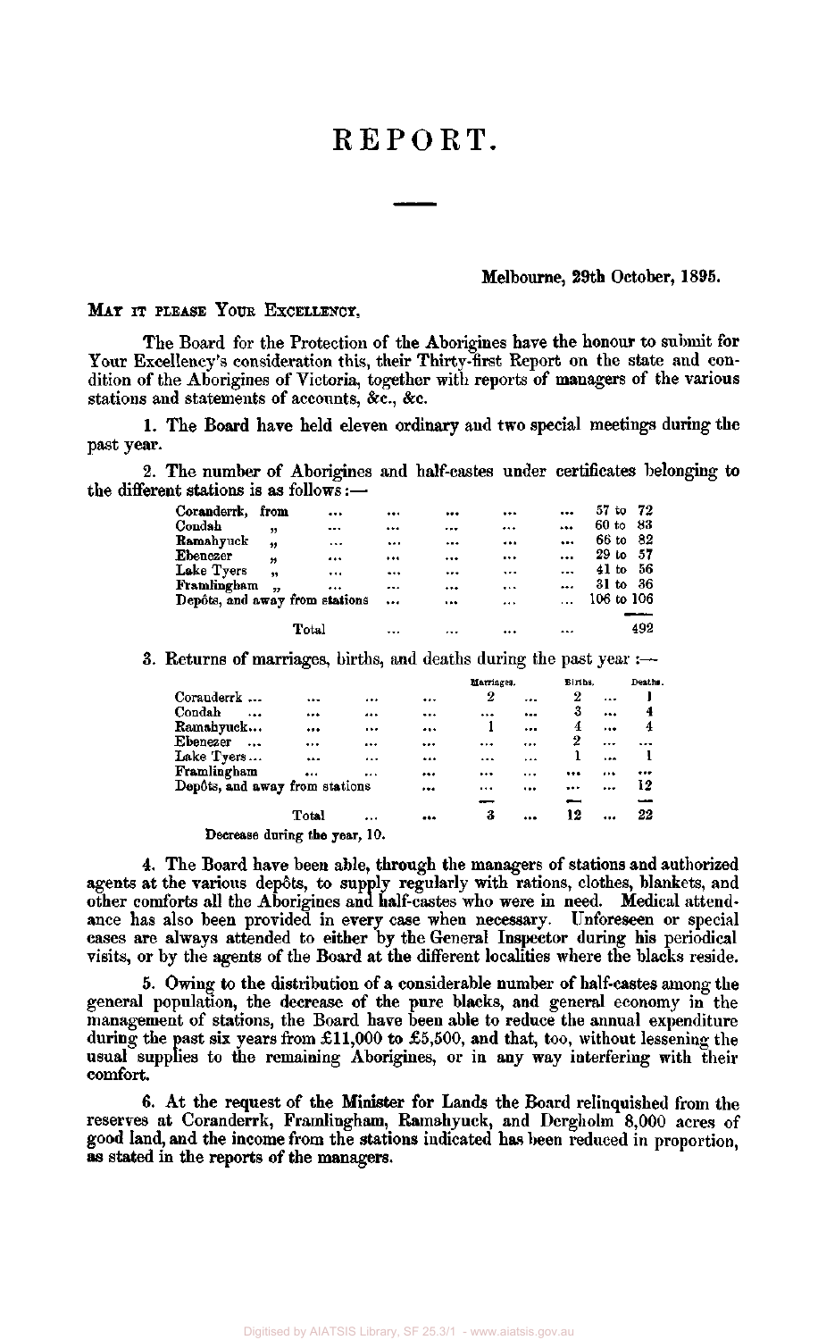# REPORT.

Melbourne, 29th October, 1895.

MAY IT PLEASE YOUR EXCELLENCY,

The Board for the Protection of the Aborigines have the honour to submit for Your Excellency's consideration this, their Thirty-first Report on the state and condition of the Aborigines of Victoria, together with reports of managers of the various stations and statements of accounts, &c., &c.

**1.** The Board have held eleven ordinary and two special meetings during the past year.

2. The number of Aborigines and half-castes under certificates belonging to the different stations is as follows:—

| | |
|---|---|
| Coranderrk, from | 57 to 72 |
| Condah " | 60 to 83 |
| Ramahyuck " | 66 to 82 |
| Ebenezer " | 29 to 57 |
| Lake Tyers " | 41 to 56 |
| Framlingham " | 31 to 36 |
| Depôts, and away from stations | 106 to 106 |
| Total | 492 |

3. Returns of marriages, births, and deaths during the past year:—

| | Marriages. | Births. | Deaths. |
|---|---|---|---|
| Coranderrk ... | 2 | 2 | 1 |
| Condah ... | ... | 3 | 4 |
| Ramahyuck... | 1 | 4 | 4 |
| Ebenezer ... | ... | 2 | ... |
| Lake Tyers... | ... | 1 | 1 |
| Framlingham | ... | ... | ... |
| Depôts, and away from stations | ... | ... | 12 |
| Total | 3 | 12 | 22 |

Decrease during the year, 10.

4. The Board have been able, through the managers of stations and authorized agents at the various depôts, to supply regularly with rations, clothes, blankets, and other comforts all the Aborigines and half-castes who were in need. Medical attendance has also been provided in every case when necessary. Unforeseen or special cases are always attended to either by the General Inspector during his periodical visits, or by the agents of the Board at the different localities where the blacks reside.

5. Owing to the distribution of a considerable number of half-castes among the general population, the decrease of the pure blacks, and general economy in the management of stations, the Board have been able to reduce the annual expenditure during the past six years from £11,000 to £5,500, and that, too, without lessening the usual supplies to the remaining Aborigines, or in any way interfering with their comfort.

6. At the request of the Minister for Lands the Board relinquished from the reserves at Coranderrk, Framlingham, Ramahyuck, and Dergholm 8,000 acres of good land, and the income from the stations indicated has been reduced in proportion, as stated in the reports of the managers.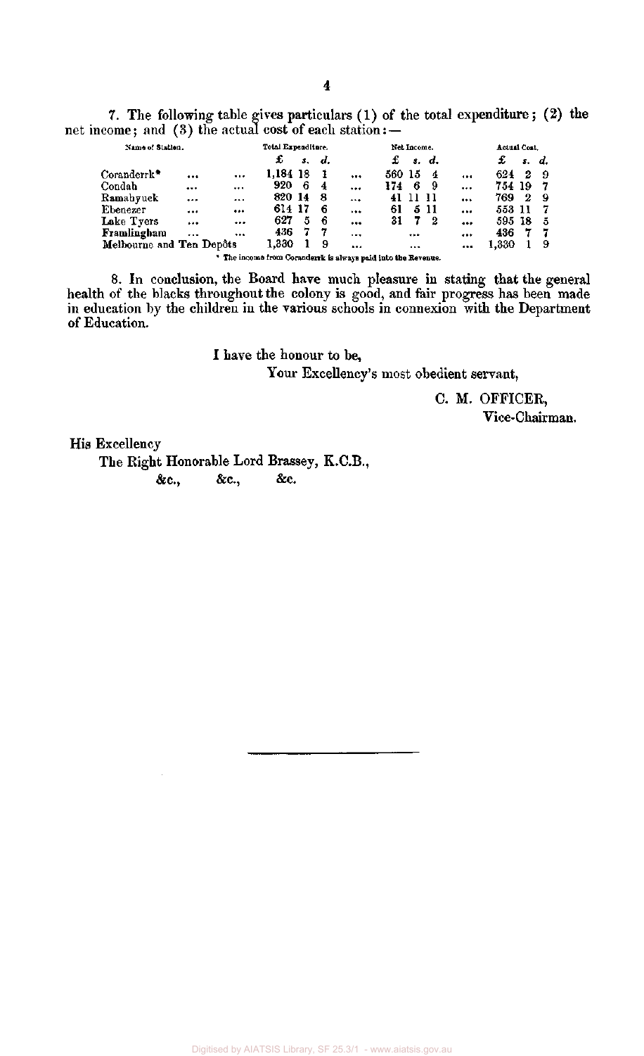7. The following table gives particulars (1) of the total expenditure; (2) the net income; and (3) the actual cost of each station:—

| Name of Station. | Total Expenditure. | | | Net Income. | | | Actual Cost. | | |
|---|---|---|---|---|---|---|---|---|---|
| | £ | s. | d. | £ | s. | d. | £ | s. | d. |
| Coranderrk* | 1,184 | 18 | 1 | 560 | 15 | 4 | 624 | 2 | 9 |
| Condah | 920 | 6 | 4 | 174 | 6 | 9 | 754 | 19 | 7 |
| Ramahyuck | 820 | 14 | 8 | 41 | 11 | 11 | 769 | 2 | 9 |
| Ebenezer | 614 | 17 | 6 | 61 | 5 | 11 | 553 | 11 | 7 |
| Lake Tyers | 627 | 5 | 6 | 31 | 7 | 2 | 595 | 18 | 5 |
| Framlingham | 436 | 7 | 7 | ... | | | 436 | 7 | 7 |
| Melbourne and Ten Depôts | 1,330 | 1 | 9 | ... | | | 1,330 | 1 | 9 |

\* The income from Coranderrk is always paid into the Revenue.

8. In conclusion, the Board have much pleasure in stating that the general health of the blacks throughout the colony is good, and fair progress has been made in education by the children in the various schools in connexion with the Department of Education.

I have the honour to be,

Your Excellency's most obedient servant,

C. M. OFFICER,
Vice-Chairman.

His Excellency
The Right Honorable Lord Brassey, K.C.B.,
&c., &c., &c.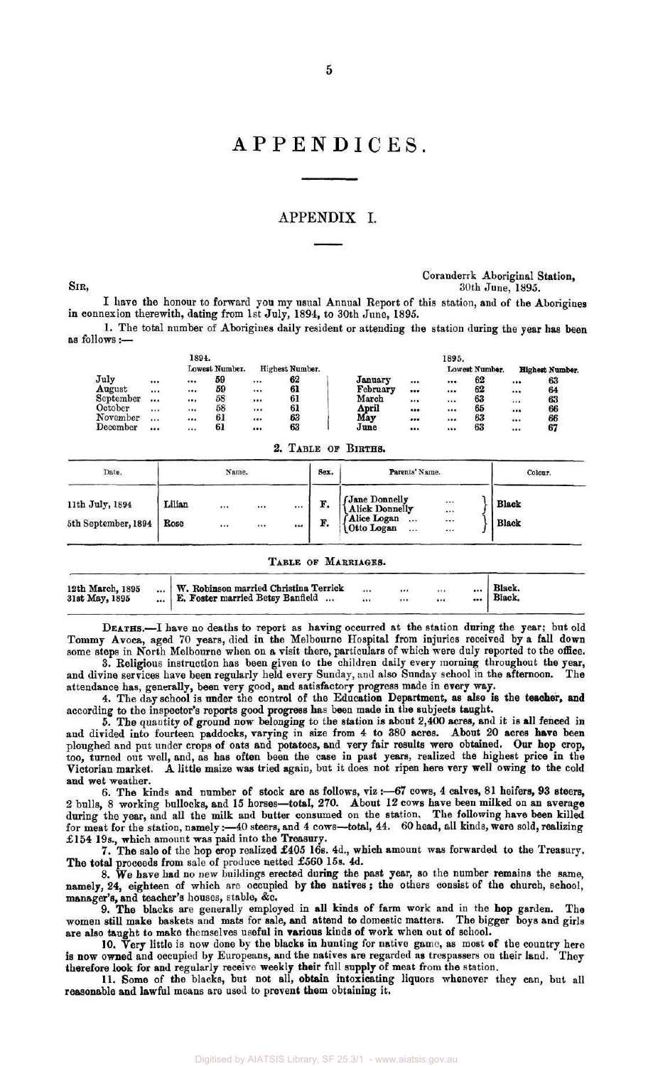# APPENDICES.

## APPENDIX I.

Coranderrk Aboriginal Station,
30th June, 1895.

SIR,

I have the honour to forward you my usual Annual Report of this station, and of the Aborigines in connexion therewith, dating from 1st July, 1894, to 30th June, 1895.

1. The total number of Aborigines daily resident or attending the station during the year has been as follows:—

| 1894. | Lowest Number. | Highest Number. | 1895. | Lowest Number. | Highest Number. |
|---|---|---|---|---|---|
| July | 59 | 62 | January | 62 | 63 |
| August | 59 | 61 | February | 62 | 64 |
| September | 58 | 61 | March | 63 | 63 |
| October | 58 | 61 | April | 65 | 66 |
| November | 61 | 63 | May | 63 | 66 |
| December | 61 | 63 | June | 63 | 67 |

2. TABLE OF BIRTHS.

| Date. | Name. | Sex. | Parents' Name. | Colour. |
|---|---|---|---|---|
| 11th July, 1894 | Lilian | F. | Jane Donnelly / Alick Donnelly | Black |
| 5th September, 1894 | Rose | F. | Alice Logan / Otto Logan | Black |

TABLE OF MARRIAGES.

| | | |
|---|---|---|
| 12th March, 1895 | W. Robinson married Christina Terrick | Black. |
| 31st May, 1895 | E. Foster married Betsy Banfield | Black. |

DEATHS.—I have no deaths to report as having occurred at the station during the year; but old Tommy Avoca, aged 70 years, died in the Melbourne Hospital from injuries received by a fall down some steps in North Melbourne when on a visit there, particulars of which were duly reported to the office.

3. Religious instruction has been given to the children daily every morning throughout the year, and divine services have been regularly held every Sunday, and also Sunday school in the afternoon. The attendance has, generally, been very good, and satisfactory progress made in every way.

4. The day school is under the control of the Education Department, as also is the teacher, and according to the inspector's reports good progress has been made in the subjects taught.

5. The quantity of ground now belonging to the station is about 2,400 acres, and it is all fenced in and divided into fourteen paddocks, varying in size from 4 to 380 acres. About 20 acres have been ploughed and put under crops of oats and potatoes, and very fair results were obtained. Our hop crop, too, turned out well, and, as has often been the case in past years, realized the highest price in the Victorian market. A little maize was tried again, but it does not ripen here very well owing to the cold and wet weather.

6. The kinds and number of stock are as follows, viz:—67 cows, 4 calves, 81 heifers, 93 steers, 2 bulls, 8 working bullocks, and 15 horses—total, 270. About 12 cows have been milked on an average during the year, and all the milk and butter consumed on the station. The following have been killed for meat for the station, namely:—40 steers, and 4 cows—total, 44. 60 head, all kinds, were sold, realizing £154 19s., which amount was paid into the Treasury.

7. The sale of the hop crop realized £405 16s. 4d., which amount was forwarded to the Treasury. The total proceeds from sale of produce netted £560 15s. 4d.

8. We have had no new buildings erected during the past year, so the number remains the same, namely, 24, eighteen of which are occupied by the natives; the others consist of the church, school, manager's, and teacher's houses, stable, &c.

9. The blacks are generally employed in all kinds of farm work and in the hop garden. The women still make baskets and mats for sale, and attend to domestic matters. The bigger boys and girls are also taught to make themselves useful in various kinds of work when out of school.

10. Very little is now done by the blacks in hunting for native game, as most of the country here is now owned and occupied by Europeans, and the natives are regarded as trespassers on their land. They therefore look for and regularly receive weekly their full supply of meat from the station.

11. Some of the blacks, but not all, obtain intoxicating liquors whenever they can, but all reasonable and lawful means are used to prevent them obtaining it.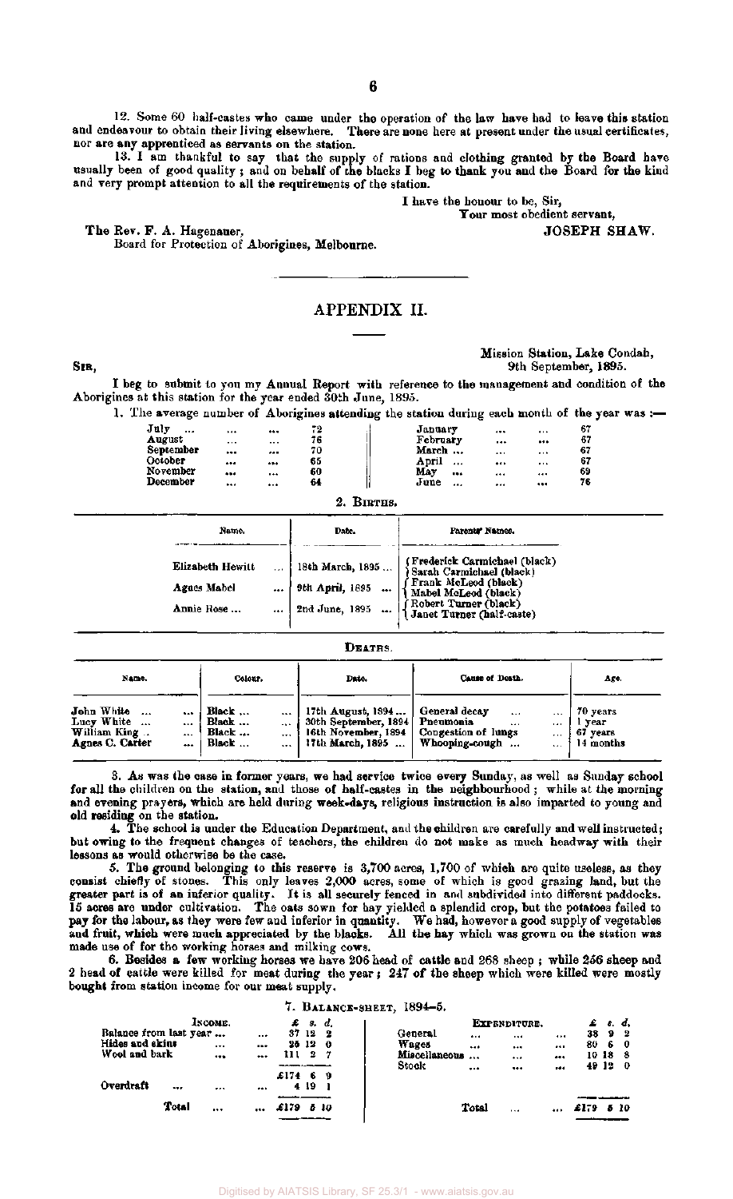12. Some 60 half-castes who came under the operation of the law have had to leave this station and endeavour to obtain their living elsewhere. There are none here at present under the usual certificates, nor are any apprenticed as servants on the station.

13. I am thankful to say that the supply of rations and clothing granted by the Board have usually been of good quality; and on behalf of the blacks I beg to thank you and the Board for the kind and very prompt attention to all the requirements of the station.

I have the honour to be, Sir,
Your most obedient servant,
JOSEPH SHAW.

The Rev. F. A. Hagenauer,
Board for Protection of Aborigines, Melbourne.

---

## APPENDIX II.

Mission Station, Lake Condah,
9th September, 1895.

SIR,

I beg to submit to you my Annual Report with reference to the management and condition of the Aborigines at this station for the year ended 30th June, 1895.

1. The average number of Aborigines attending the station during each month of the year was :—

| Month | Number | Month | Number |
|---|---|---|---|
| July ... | 72 | January | 67 |
| August | 76 | February | 67 |
| September | 70 | March ... | 67 |
| October | 65 | April ... | 67 |
| November | 60 | May ... | 69 |
| December | 64 | June ... | 76 |

2. BIRTHS.

| Name. | Date. | Parents' Names. |
|---|---|---|
| Elizabeth Hewitt ... | 18th March, 1895 ... | Frederick Carmichael (black) / Sarah Carmichael (black) |
| Agnes Mabel ... | 9th April, 1895 ... | Frank McLeod (black) / Mabel McLeod (black) |
| Annie Rose ... | 2nd June, 1895 ... | Robert Turner (black) / Janet Turner (half-caste) |

DEATHS.

| Name. | Colour. | Date. | Cause of Death. | Age. |
|---|---|---|---|---|
| John White ... | Black ... | 17th August, 1894 ... | General decay ... | 70 years |
| Lucy White ... | Black ... | 30th September, 1894 | Pneumonia ... | 1 year |
| William King .. | Black ... | 16th November, 1894 | Congestion of lungs ... | 67 years |
| Agnes C. Carter | Black ... | 17th March, 1895 ... | Whooping-cough ... | 14 months |

3. As was the case in former years, we had service twice every Sunday, as well as Sunday school for all the children on the station, and those of half-castes in the neighbourhood; while at the morning and evening prayers, which are held during week-days, religious instruction is also imparted to young and old residing on the station.

4. The school is under the Education Department, and the children are carefully and well instructed; but owing to the frequent changes of teachers, the children do not make as much headway with their lessons as would otherwise be the case.

5. The ground belonging to this reserve is 3,700 acres, 1,700 of which are quite useless, as they consist chiefly of stones. This only leaves 2,000 acres, some of which is good grazing land, but the greater part is of an inferior quality. It is all securely fenced in and subdivided into different paddocks. 15 acres are under cultivation. The oats sown for hay yielded a splendid crop, but the potatoes failed to pay for the labour, as they were few and inferior in quantity. We had, however a good supply of vegetables and fruit, which were much appreciated by the blacks. All the hay which was grown on the station was made use of for the working horses and milking cows.

6. Besides a few working horses we have 206 head of cattle and 268 sheep; while 256 sheep and 2 head of cattle were killed for meat during the year; 247 of the sheep which were killed were mostly bought from station income for our meat supply.

7. BALANCE-SHEET, 1894–5.

| INCOME. | £ s. d. | EXPENDITURE. | £ s. d. |
|---|---|---|---|
| Balance from last year ... | 37 12 2 | General ... | 38 9 2 |
| Hides and skins ... | 25 12 0 | Wages ... | 80 6 0 |
| Wool and bark ... | 111 2 7 | Miscellaneous ... | 10 18 8 |
| | £174 6 9 | Stock ... | 49 12 0 |
| Overdraft ... | 4 19 1 | | |
| Total ... | £179 5 10 | Total ... | £179 5 10 |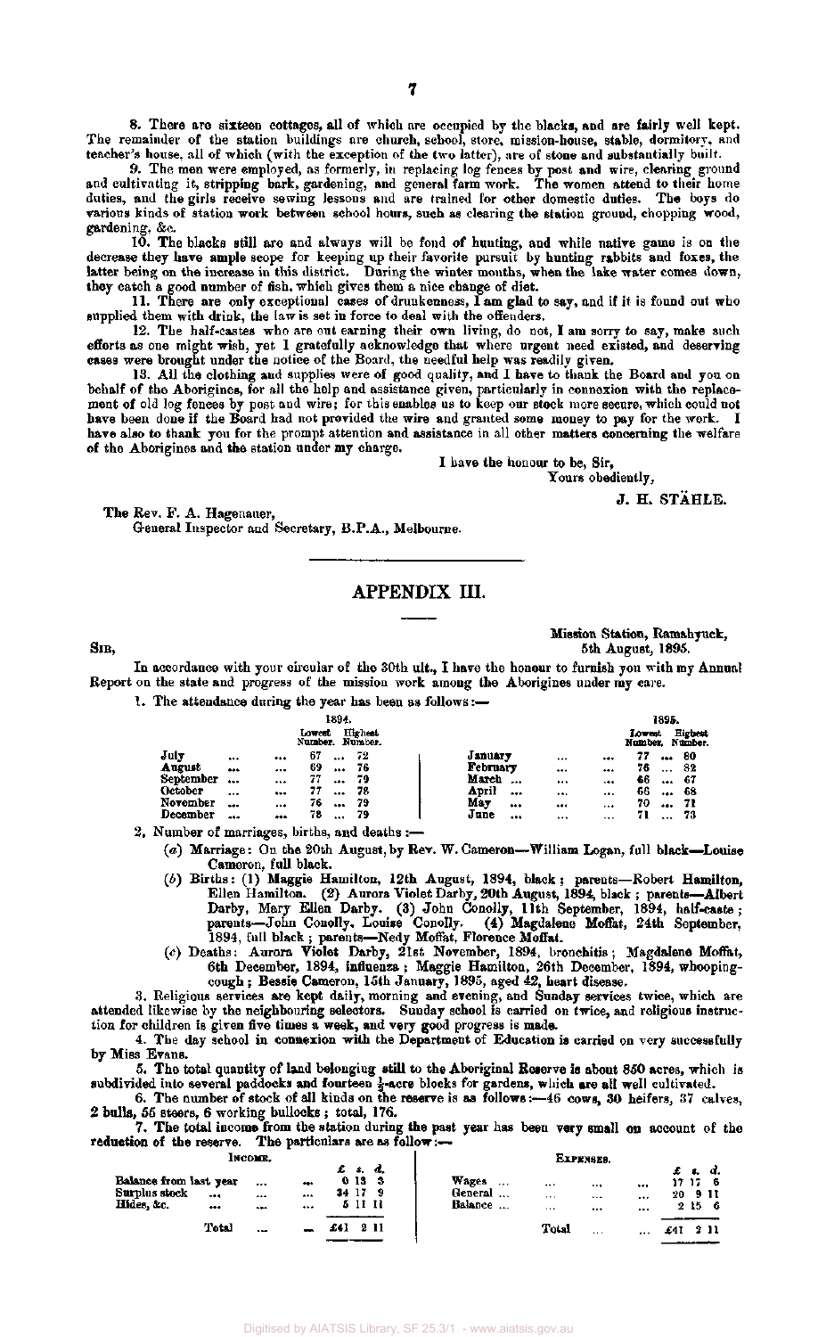8. There are sixteen cottages, all of which are occupied by the blacks, and are fairly well kept. The remainder of the station buildings are church, school, store, mission-house, stable, dormitory, and teacher's house, all of which (with the exception of the two latter), are of stone and substantially built.

9. The men were employed, as formerly, in replacing log fences by post and wire, clearing ground and cultivating it, stripping bark, gardening, and general farm work. The women attend to their home duties, and the girls receive sewing lessons and are trained for other domestic duties. The boys do various kinds of station work between school hours, such as clearing the station ground, chopping wood, gardening, &c.

10. The blacks still are and always will be fond of hunting, and while native game is on the decrease they have ample scope for keeping up their favorite pursuit by hunting rabbits and foxes, the latter being on the increase in this district. During the winter months, when the lake water comes down, they catch a good number of fish, which gives them a nice change of diet.

11. There are only exceptional cases of drunkenness, I am glad to say, and if it is found out who supplied them with drink, the law is set in force to deal with the offenders.

12. The half-castes who are out earning their own living, do not, I am sorry to say, make such efforts as one might wish, yet I gratefully acknowledge that where urgent need existed, and deserving cases were brought under the notice of the Board, the needful help was readily given.

13. All the clothing and supplies were of good quality, and I have to thank the Board and you on behalf of the Aborigines, for all the help and assistance given, particularly in connexion with the replacement of old log fences by post and wire; for this enables us to keep our stock more secure, which could not have been done if the Board had not provided the wire and granted some money to pay for the work. I have also to thank you for the prompt attention and assistance in all other matters concerning the welfare of the Aborigines and the station under my charge.

I have the honour to be, Sir,
Yours obediently,

J. H. STÄHLE.

The Rev. F. A. Hagenauer,
General Inspector and Secretary, B.P.A., Melbourne.

---

## APPENDIX III.

Mission Station, Ramahyuck,
5th August, 1895.

SIR,

In accordance with your circular of the 30th ult., I have the honour to furnish you with my Annual Report on the state and progress of the mission work among the Aborigines under my care.

1. The attendance during the year has been as follows:—

| 1894. | Lowest Number. | Highest Number. | 1895. | Lowest Number. | Highest Number. |
|---|---|---|---|---|---|
| July | 67 | 72 | January | 77 | 80 |
| August | 69 | 76 | February | 76 | 82 |
| September | 77 | 79 | March | 66 | 67 |
| October | 77 | 78 | April | 66 | 68 |
| November | 76 | 79 | May | 70 | 71 |
| December | 78 | 79 | June | 71 | 73 |

2. Number of marriages, births, and deaths:—

(*a*) Marriage: On the 20th August, by Rev. W. Cameron—William Logan, full black—Louise Cameron, full black.

(*b*) Births: (1) Maggie Hamilton, 12th August, 1894, black; parents—Robert Hamilton, Ellen Hamilton. (2) Aurora Violet Darby, 20th August, 1894, black; parents—Albert Darby, Mary Ellen Darby. (3) John Conolly, 11th September, 1894, half-caste; parents—John Conolly, Louise Conolly. (4) Magdalene Moffat, 24th September, 1894, full black; parents—Nedy Moffat, Florence Moffat.

(*c*) Deaths: Aurora Violet Darby, 21st November, 1894, bronchitis; Magdalene Moffat, 6th December, 1894, influenza; Maggie Hamilton, 26th December, 1894, whooping-cough; Bessie Cameron, 15th January, 1895, aged 42, heart disease.

3. Religious services are kept daily, morning and evening, and Sunday services twice, which are attended likewise by the neighbouring selectors. Sunday school is carried on twice, and religious instruction for children is given five times a week, and very good progress is made.

4. The day school in connexion with the Department of Education is carried on very successfully by Miss Evans.

5. The total quantity of land belonging still to the Aboriginal Reserve is about 850 acres, which is subdivided into several paddocks and fourteen ½-acre blocks for gardens, which are all well cultivated.

6. The number of stock of all kinds on the reserve is as follows:—46 cows, 30 heifers, 37 calves, 2 bulls, 55 steers, 6 working bullocks; total, 176.

7. The total income from the station during the past year has been very small on account of the reduction of the reserve. The particulars are as follow:—

| INCOME. | £ s. d. | EXPENSES. | £ s. d. |
|---|---|---|---|
| Balance from last year | 0 13 3 | Wages | 17 17 6 |
| Surplus stock | 34 17 9 | General | 20 9 11 |
| Hides, &c. | 5 11 11 | Balance | 2 15 6 |
| Total | £41 2 11 | Total | £41 2 11 |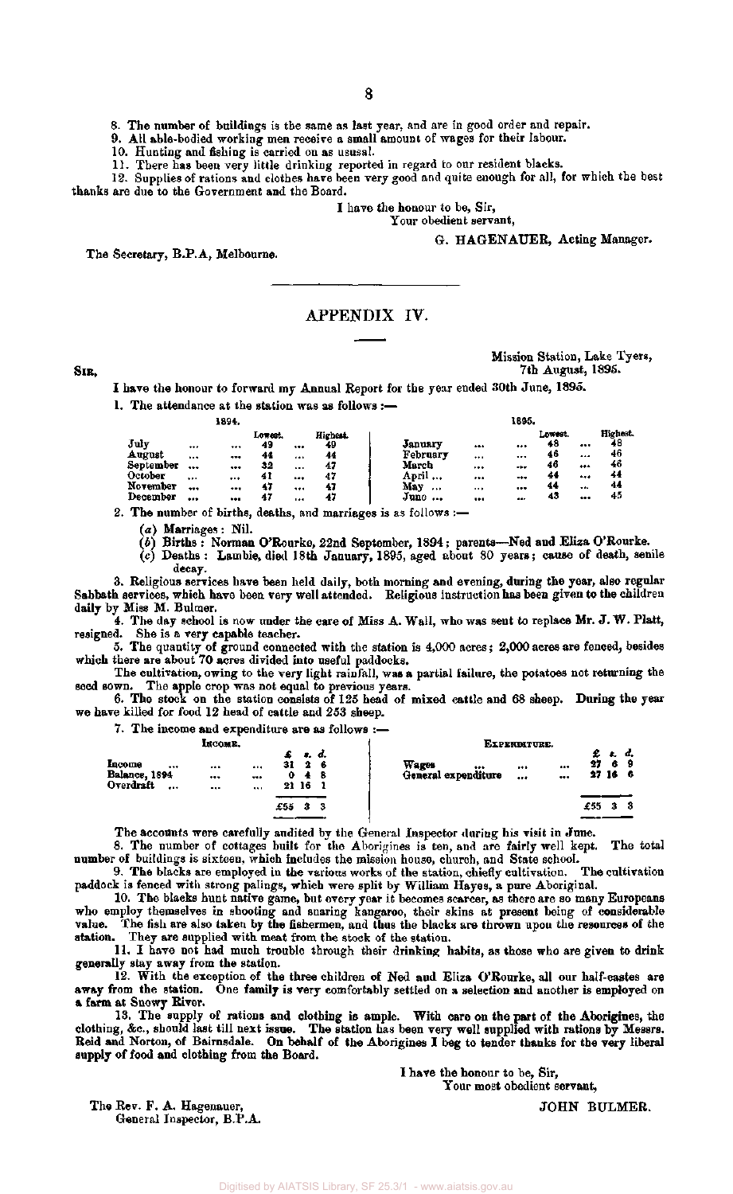8. The number of buildings is the same as last year, and are in good order and repair.

9. All able-bodied working men receive a small amount of wages for their labour.

10. Hunting and fishing is carried on as ususal.

11. There has been very little drinking reported in regard to our resident blacks.

12. Supplies of rations and clothes have been very good and quite enough for all, for which the best thanks are due to the Government and the Board.

I have the honour to be, Sir,
Your obedient servant,

G. HAGENAUER, Acting Manager.

The Secretary, B.P.A, Melbourne.

---

## APPENDIX IV.

Mission Station, Lake Tyers,
7th August, 1895.

SIR,

I have the honour to forward my Annual Report for the year ended 30th June, 1895.

1. The attendance at the station was as follows :—

| 1894. | Lowest. | Highest. | 1895. | Lowest. | Highest. |
|---|---|---|---|---|---|
| July | 43 | 49 | January | 43 | 48 |
| August | 44 | 44 | February | 46 | 46 |
| September | 32 | 47 | March | 46 | 46 |
| October | 41 | 47 | April | 44 | 44 |
| November | 47 | 47 | May | 44 | 44 |
| December | 47 | 47 | June | 43 | 45 |

2. The number of births, deaths, and marriages is as follows :—

(*a*) Marriages : Nil.

(*b*) Births : Norman O'Rourke, 22nd September, 1894 ; parents—Ned and Eliza O'Rourke.

(*c*) Deaths : Lambie, died 18th January, 1895, aged about 80 years ; cause of death, senile decay.

3. Religious services have been held daily, both morning and evening, during the year, also regular Sabbath services, which have been very well attended. Religious instruction has been given to the children daily by Miss M. Bulmer.

4. The day school is now under the care of Miss A. Wall, who was sent to replace Mr. J. W. Platt, resigned. She is a very capable teacher.

5. The quantity of ground connected with the station is 4,000 acres ; 2,000 acres are fenced, besides which there are about 70 acres divided into useful paddocks.

The cultivation, owing to the very light rainfall, was a partial failure, the potatoes not returning the seed sown. The apple crop was not equal to previous years.

6. The stock on the station consists of 125 head of mixed cattle and 68 sheep. During the year we have killed for food 12 head of cattle and 253 sheep.

7. The income and expenditure are as follows :—

| Income. | £ s. d. | Expenditure. | £ s. d. |
|---|---|---|---|
| Income | 31 2 6 | Wages | 27 6 9 |
| Balance, 1894 | 0 4 8 | General expenditure | 27 16 6 |
| Overdraft | 21 16 1 | | |
| | £55 3 3 | | £55 3 3 |

The accounts were carefully audited by the General Inspector during his visit in June.

8. The number of cottages built for the Aborigines is ten, and are fairly well kept. The total number of buildings is sixteen, which includes the mission house, church, and State school.

9. The blacks are employed in the various works of the station, chiefly cultivation. The cultivation paddock is fenced with strong palings, which were split by William Hayes, a pure Aboriginal.

10. The blacks hunt native game, but every year it becomes scarcer, as there are so many Europeans who employ themselves in shooting and snaring kangaroo, their skins at present being of considerable value. The fish are also taken by the fishermen, and thus the blacks are thrown upon the resources of the station. They are supplied with meat from the stock of the station.

11. I have not had much trouble through their drinking habits, as those who are given to drink generally stay away from the station.

12. With the exception of the three children of Ned and Eliza O'Rourke, all our half-castes are away from the station. One family is very comfortably settled on a selection and another is employed on a farm at Snowy River.

13. The supply of rations and clothing is ample. With care on the part of the Aborigines, the clothing, &c., should last till next issue. The station has been very well supplied with rations by Messrs. Reid and Norton, of Bairnsdale. On behalf of the Aborigines I beg to tender thanks for the very liberal supply of food and clothing from the Board.

I have the honour to be, Sir,
Your most obedient servant,

JOHN BULMER.

The Rev. F. A. Hagenauer,
General Inspector, B.P.A.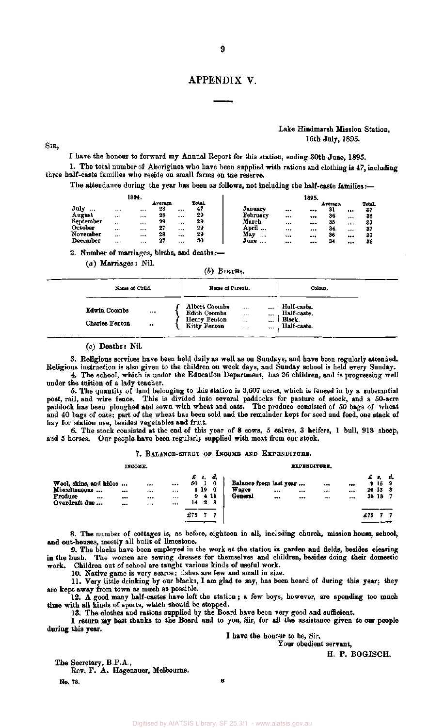# APPENDIX V.

Lake Hindmarsh Mission Station,
16th July, 1895.

SIR,

I have the honour to forward my Annual Report for this station, ending 30th June, 1895.

1. The total number of Aborigines who have been supplied with rations and clothing is 47, including three half-caste families who reside on small farms on the reserve.

The attendance during the year has been as follows, not including the half-caste families:—

| 1894. | Average. | Total. | 1895. | Average. | Total. |
|---|---|---|---|---|---|
| July ... | 28 | 47 | January | 31 | 37 |
| August | 28 | 29 | February | 36 | 38 |
| September | 29 | 29 | March | 35 | 37 |
| October | 27 | 29 | April ... | 34 | 37 |
| November | 28 | 29 | May ... | 36 | 37 |
| December | 27 | 30 | June ... | 34 | 38 |

2. Number of marriages, births, and deaths:—

(*a*) Marriages: Nil.

(*b*) BIRTHS.

| Name of Child. | Name of Parents. | Colour. |
|---|---|---|
| Edwin Coombs | Albert Coombs | Half-caste. |
| | Edith Coombs | Half-caste. |
| Charles Fenton | Henry Fenton | Black. |
| | Kitty Fenton | Half-caste. |

(*c*) Deaths: Nil.

3. Religious services have been held daily as well as on Sundays, and have been regularly attended. Religious instruction is also given to the children on week days, and Sunday school is held every Sunday.

4. The school, which is under the Education Department, has 26 children, and is progressing well under the tuition of a lady teacher.

5. The quantity of land belonging to this station is 3,607 acres, which is fenced in by a substantial post, rail, and wire fence. This is divided into several paddocks for pasture of stock, and a 50-acre paddock has been ploughed and sown with wheat and oats. The produce consisted of 50 bags of wheat and 40 bags of oats; part of the wheat has been sold and the remainder kept for seed and feed, one stack of hay for station use, besides vegetables and fruit.

6. The stock consisted at the end of this year of 8 cows, 5 calves, 3 heifers, 1 bull, 918 sheep, and 5 horses. Our people have been regularly supplied with meat from our stock.

7. BALANCE-SHEET OF INCOME AND EXPENDITURE.

| INCOME. | £ | s. | d. | EXPENDITURE. | £ | s. | d. |
|---|---|---|---|---|---|---|---|
| Wool, skins, and hides ... | 50 | 1 | 0 | Balance from last year ... | 9 | 15 | 9 |
| Miscellaneous ... | 1 | 19 | 0 | Wages | 26 | 13 | 3 |
| Produce | 9 | 4 | 11 | General | 38 | 18 | 7 |
| Overdraft due ... | 14 | 2 | 8 | | | | |
| | £75 | 7 | 7 | | £75 | 7 | 7 |

8. The number of cottages is, as before, eighteen in all, including church, mission house, school, and out-houses, mostly all built of limestone.

9. The blacks have been employed in the work at the station in garden and fields, besides clearing in the bush. The women are sewing dresses for themselves and children, besides doing their domestic work. Children out of school are taught various kinds of useful work.

10. Native game is very scarce; fishes are few and small in size.

11. Very little drinking by our blacks, I am glad to say, has been heard of during this year; they are kept away from town as much as possible.

12. A good many half-castes have left the station; a few boys, however, are spending too much time with all kinds of sports, which should be stopped.

13. The clothes and rations supplied by the Board have been very good and sufficient.

I return my best thanks to the Board and to you, Sir, for all the assistance given to our people during this year.

I have the honour to be, Sir,
Your obedient servant,

H. P. BOGISCH.

The Secretary, B.P.A.,
Rev. F. A. Hagenauer, Melbourne.

No. 78.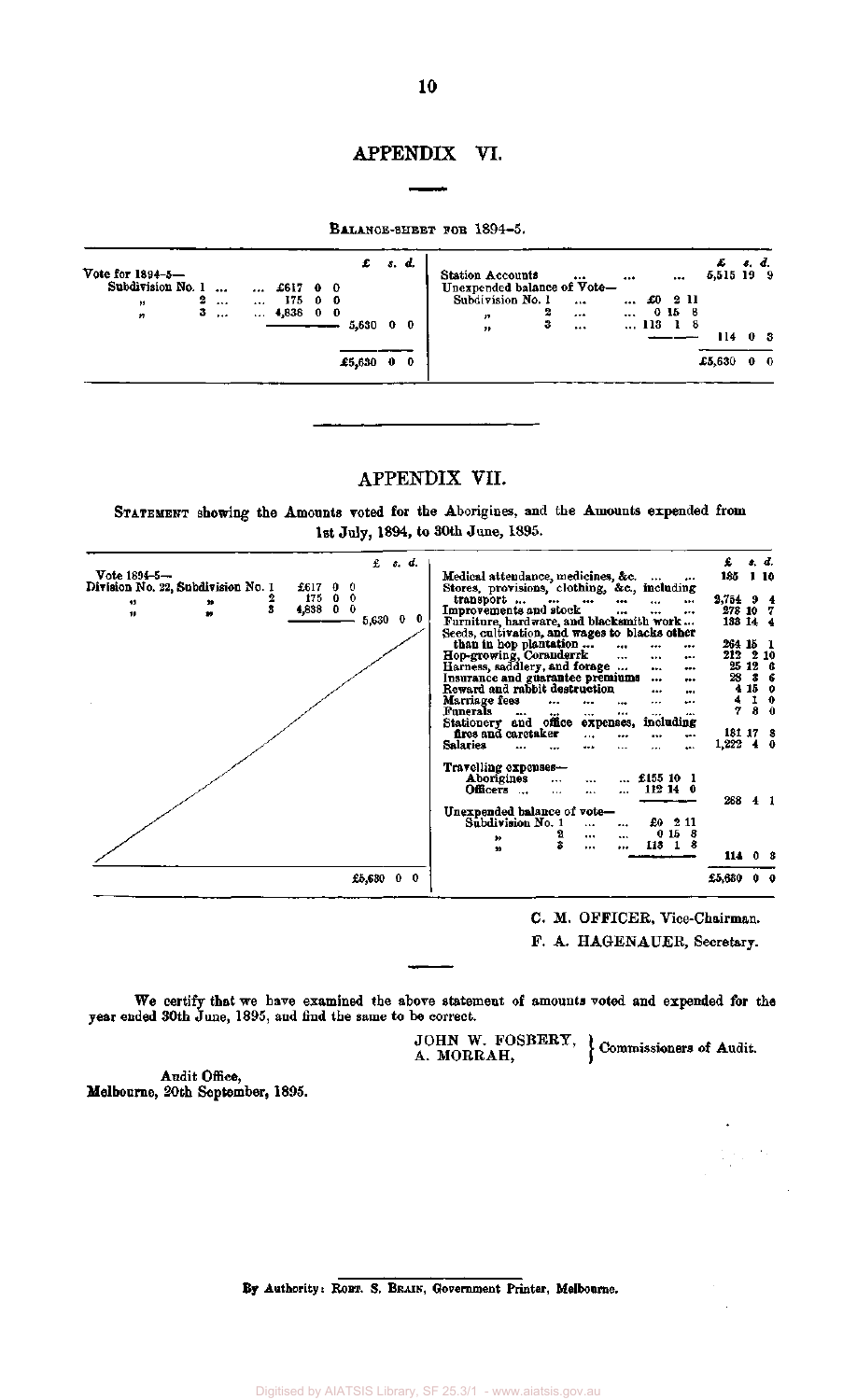## APPENDIX VI.

BALANCE-SHEET FOR 1894-5.

| | | £ s. d. | | | £ s. d. |
|---|---|---|---|---|---|
| Vote for 1894-5— | | | Station Accounts ... ... ... | | 5,515 19 9 |
| Subdivision No. 1 ... ... | £617 0 0 | | Unexpended balance of Vote— | | |
| " 2 ... ... | 175 0 0 | | Subdivision No. 1 ... ... | £0 2 11 | |
| " 3 ... ... | 4,838 0 0 | | " 2 ... ... | 0 15 8 | |
| | | 5,630 0 0 | " 3 ... ... | 113 1 8 | |
| | | | | | 114 0 3 |
| | | £5,630 0 0 | | | £5,630 0 0 |

## APPENDIX VII.

STATEMENT showing the Amounts voted for the Aborigines, and the Amounts expended from 1st July, 1894, to 30th June, 1895.

| | | £ s. d. | | | £ s. d. |
|---|---|---|---|---|---|
| Vote 1894-5— | | | Medical attendance, medicines, &c. ... ... | | 185 1 10 |
| Division No. 22, Subdivision No. 1 | £617 0 0 | | Stores, provisions, clothing, &c., including transport ... ... ... ... ... | | 2,754 9 4 |
| " " 2 | 175 0 0 | | Improvements and stock ... ... ... | | 278 10 7 |
| " " 3 | 4,838 0 0 | | Furniture, hardware, and blacksmith work ... | | 133 14 4 |
| | | 5,630 0 0 | Seeds, cultivation, and wages to blacks other than in hop plantation ... ... ... ... | | 264 15 1 |
| | | | Hop-growing, Coranderrk ... ... ... | | 212 2 10 |
| | | | Harness, saddlery, and forage ... ... ... | | 25 12 6 |
| | | | Insurance and guarantee premiums ... ... | | 28 3 6 |
| | | | Reward and rabbit destruction ... ... | | 4 15 0 |
| | | | Marriage fees ... ... ... ... ... | | 4 1 0 |
| | | | Funerals ... ... ... ... ... ... | | 7 8 0 |
| | | | Stationery and office expenses, including fires and caretaker ... ... ... ... | | 181 17 8 |
| | | | Salaries ... ... ... ... ... ... | | 1,222 4 0 |
| | | | Travelling expenses— | | |
| | | | Aborigines ... ... ... ... | £155 10 1 | |
| | | | Officers ... ... ... ... | 112 14 0 | |
| | | | | | 268 4 1 |
| | | | Unexpended balance of vote— | | |
| | | | Subdivision No. 1 ... ... | £0 2 11 | |
| | | | " 2 ... ... | 0 15 8 | |
| | | | " 3 ... ... | 113 1 8 | |
| | | | | | 114 0 3 |
| | | £5,630 0 0 | | | £5,630 0 0 |

C. M. OFFICER, Vice-Chairman.

F. A. HAGENAUER, Secretary.

We certify that we have examined the above statement of amounts voted and expended for the year ended 30th June, 1895, and find the same to be correct.

JOHN W. FOSBERY,
A. MORRAH, } Commissioners of Audit.

Audit Office,
Melbourne, 20th September, 1895.

By Authority: ROBT. S. BRAIN, Government Printer, Melbourne.